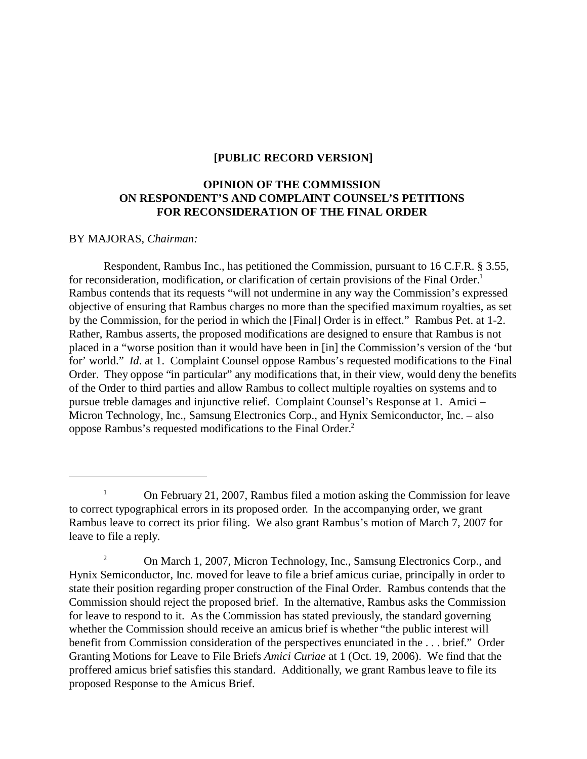**[PUBLIC RECORD VERSION]**

**OPINION OF THE COMMISSION ON RESPONDENT'S AND COMPLAINT COUNSEL'S PETITIONS FOR RECONSIDERATION OF THE FINAL ORDER**

BY MAJORAS, *Chairman:*

Respondent, Rambus Inc., has petitioned the Commission, pursuant to 16 C.F.R. § 3.55, for reconsideration, modification, or clarification of certain provisions of the Final Order.[1] Rambus contends that its requests "will not undermine in any way the Commission's expressed objective of ensuring that Rambus charges no more than the specified maximum royalties, as set by the Commission, for the period in which the [Final] Order is in effect." Rambus Pet. at 1-2. Rather, Rambus asserts, the proposed modifications are designed to ensure that Rambus is not placed in a "worse position than it would have been in [in] the Commission's version of the 'but for' world." *Id*. at 1. Complaint Counsel oppose Rambus's requested modifications to the Final Order. They oppose "in particular" any modifications that, in their view, would deny the benefits of the Order to third parties and allow Rambus to collect multiple royalties on systems and to pursue treble damages and injunctive relief. Complaint Counsel's Response at 1. Amici – Micron Technology, Inc., Samsung Electronics Corp., and Hynix Semiconductor, Inc. – also oppose Rambus's requested modifications to the Final Order.[2]

---

[1] On February 21, 2007, Rambus filed a motion asking the Commission for leave to correct typographical errors in its proposed order. In the accompanying order, we grant Rambus leave to correct its prior filing. We also grant Rambus's motion of March 7, 2007 for leave to file a reply.

[2] On March 1, 2007, Micron Technology, Inc., Samsung Electronics Corp., and Hynix Semiconductor, Inc. moved for leave to file a brief amicus curiae, principally in order to state their position regarding proper construction of the Final Order. Rambus contends that the Commission should reject the proposed brief. In the alternative, Rambus asks the Commission for leave to respond to it. As the Commission has stated previously, the standard governing whether the Commission should receive an amicus brief is whether "the public interest will benefit from Commission consideration of the perspectives enunciated in the . . . brief." Order Granting Motions for Leave to File Briefs *Amici Curiae* at 1 (Oct. 19, 2006). We find that the proffered amicus brief satisfies this standard. Additionally, we grant Rambus leave to file its proposed Response to the Amicus Brief.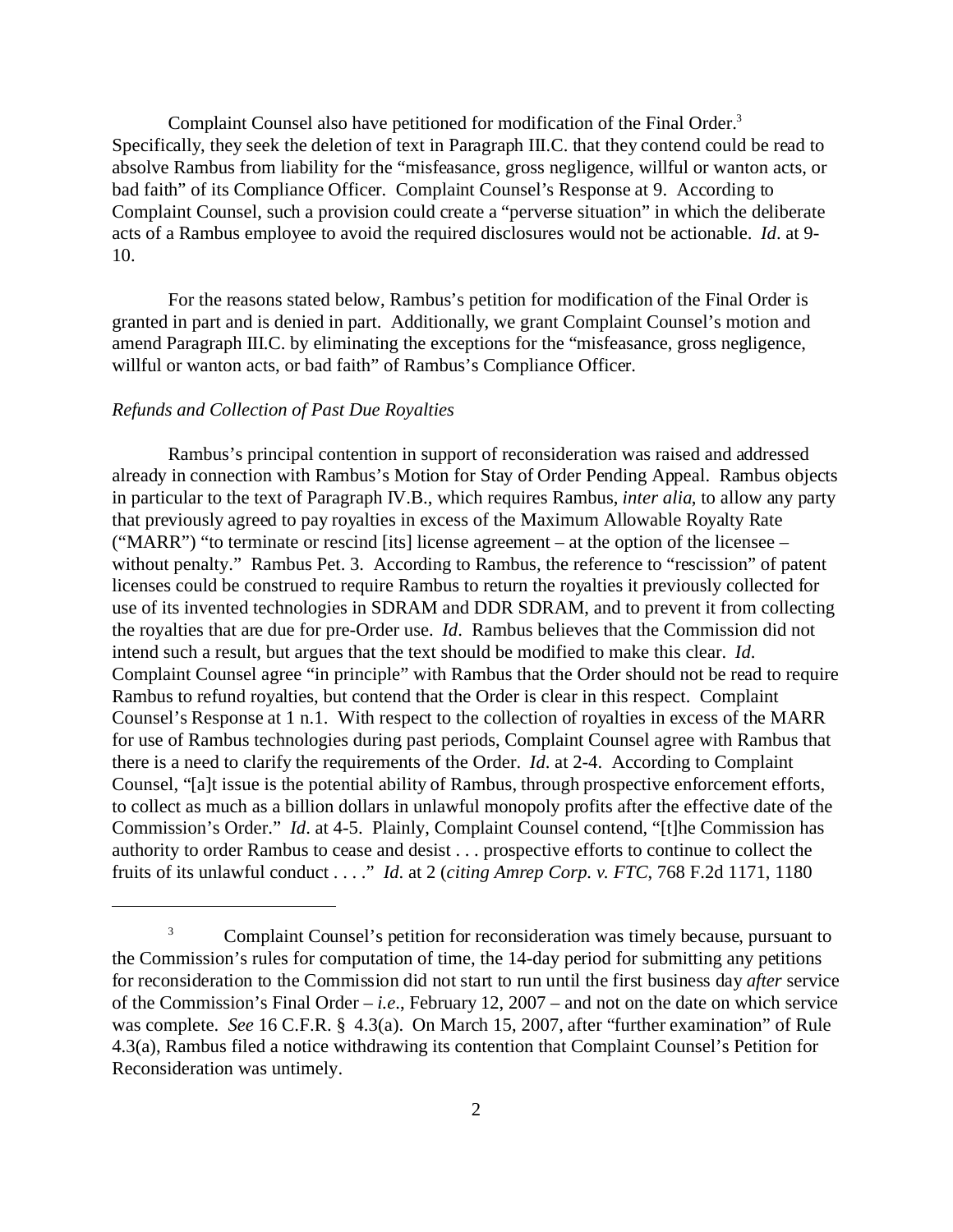Complaint Counsel also have petitioned for modification of the Final Order.[3] Specifically, they seek the deletion of text in Paragraph III.C. that they contend could be read to absolve Rambus from liability for the "misfeasance, gross negligence, willful or wanton acts, or bad faith" of its Compliance Officer. Complaint Counsel's Response at 9. According to Complaint Counsel, such a provision could create a "perverse situation" in which the deliberate acts of a Rambus employee to avoid the required disclosures would not be actionable. *Id*. at 9-10.

For the reasons stated below, Rambus's petition for modification of the Final Order is granted in part and is denied in part. Additionally, we grant Complaint Counsel's motion and amend Paragraph III.C. by eliminating the exceptions for the "misfeasance, gross negligence, willful or wanton acts, or bad faith" of Rambus's Compliance Officer.

*Refunds and Collection of Past Due Royalties*

Rambus's principal contention in support of reconsideration was raised and addressed already in connection with Rambus's Motion for Stay of Order Pending Appeal. Rambus objects in particular to the text of Paragraph IV.B., which requires Rambus, *inter alia*, to allow any party that previously agreed to pay royalties in excess of the Maximum Allowable Royalty Rate ("MARR") "to terminate or rescind [its] license agreement – at the option of the licensee – without penalty." Rambus Pet. 3. According to Rambus, the reference to "rescission" of patent licenses could be construed to require Rambus to return the royalties it previously collected for use of its invented technologies in SDRAM and DDR SDRAM, and to prevent it from collecting the royalties that are due for pre-Order use. *Id*. Rambus believes that the Commission did not intend such a result, but argues that the text should be modified to make this clear. *Id*. Complaint Counsel agree "in principle" with Rambus that the Order should not be read to require Rambus to refund royalties, but contend that the Order is clear in this respect. Complaint Counsel's Response at 1 n.1. With respect to the collection of royalties in excess of the MARR for use of Rambus technologies during past periods, Complaint Counsel agree with Rambus that there is a need to clarify the requirements of the Order. *Id*. at 2-4. According to Complaint Counsel, "[a]t issue is the potential ability of Rambus, through prospective enforcement efforts, to collect as much as a billion dollars in unlawful monopoly profits after the effective date of the Commission's Order." *Id*. at 4-5. Plainly, Complaint Counsel contend, "[t]he Commission has authority to order Rambus to cease and desist . . . prospective efforts to continue to collect the fruits of its unlawful conduct . . . ." *Id*. at 2 (*citing Amrep Corp. v. FTC*, 768 F.2d 1171, 1180

---

[3] Complaint Counsel's petition for reconsideration was timely because, pursuant to the Commission's rules for computation of time, the 14-day period for submitting any petitions for reconsideration to the Commission did not start to run until the first business day *after* service of the Commission's Final Order – *i.e*., February 12, 2007 – and not on the date on which service was complete. *See* 16 C.F.R. § 4.3(a). On March 15, 2007, after "further examination" of Rule 4.3(a), Rambus filed a notice withdrawing its contention that Complaint Counsel's Petition for Reconsideration was untimely.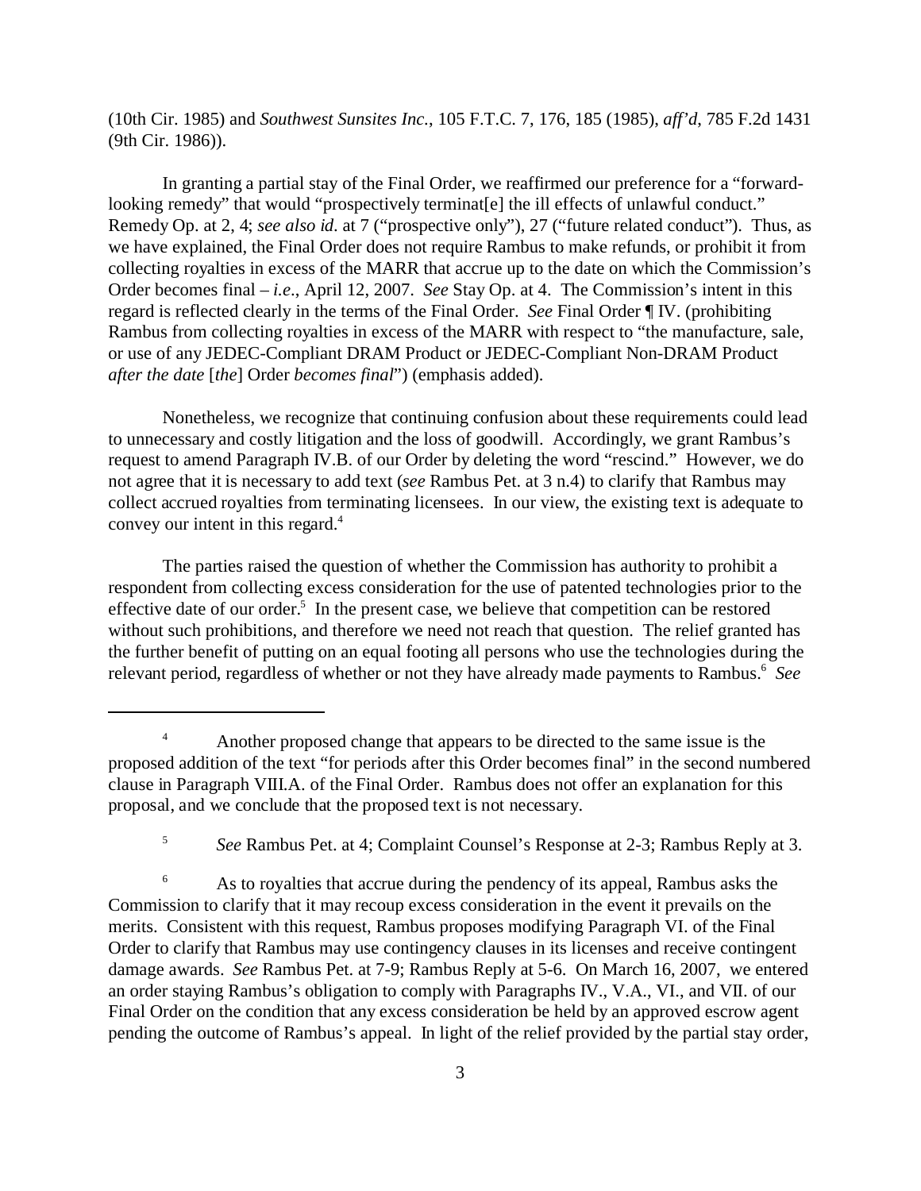(10th Cir. 1985) and *Southwest Sunsites Inc.*, 105 F.T.C. 7, 176, 185 (1985), *aff'd*, 785 F.2d 1431 (9th Cir. 1986)).

In granting a partial stay of the Final Order, we reaffirmed our preference for a "forward-looking remedy" that would "prospectively terminat[e] the ill effects of unlawful conduct." Remedy Op. at 2, 4; *see also id*. at 7 ("prospective only"), 27 ("future related conduct"). Thus, as we have explained, the Final Order does not require Rambus to make refunds, or prohibit it from collecting royalties in excess of the MARR that accrue up to the date on which the Commission's Order becomes final – *i.e*., April 12, 2007. *See* Stay Op. at 4. The Commission's intent in this regard is reflected clearly in the terms of the Final Order. *See* Final Order ¶ IV. (prohibiting Rambus from collecting royalties in excess of the MARR with respect to "the manufacture, sale, or use of any JEDEC-Compliant DRAM Product or JEDEC-Compliant Non-DRAM Product *after the date* [*the*] Order *becomes final*") (emphasis added).

Nonetheless, we recognize that continuing confusion about these requirements could lead to unnecessary and costly litigation and the loss of goodwill. Accordingly, we grant Rambus's request to amend Paragraph IV.B. of our Order by deleting the word "rescind." However, we do not agree that it is necessary to add text (*see* Rambus Pet. at 3 n.4) to clarify that Rambus may collect accrued royalties from terminating licensees. In our view, the existing text is adequate to convey our intent in this regard.[4]

The parties raised the question of whether the Commission has authority to prohibit a respondent from collecting excess consideration for the use of patented technologies prior to the effective date of our order.[5] In the present case, we believe that competition can be restored without such prohibitions, and therefore we need not reach that question. The relief granted has the further benefit of putting on an equal footing all persons who use the technologies during the relevant period, regardless of whether or not they have already made payments to Rambus.[6] *See*

---

[4] Another proposed change that appears to be directed to the same issue is the proposed addition of the text "for periods after this Order becomes final" in the second numbered clause in Paragraph VIII.A. of the Final Order. Rambus does not offer an explanation for this proposal, and we conclude that the proposed text is not necessary.

[5] *See* Rambus Pet. at 4; Complaint Counsel's Response at 2-3; Rambus Reply at 3.

[6] As to royalties that accrue during the pendency of its appeal, Rambus asks the Commission to clarify that it may recoup excess consideration in the event it prevails on the merits. Consistent with this request, Rambus proposes modifying Paragraph VI. of the Final Order to clarify that Rambus may use contingency clauses in its licenses and receive contingent damage awards. *See* Rambus Pet. at 7-9; Rambus Reply at 5-6. On March 16, 2007, we entered an order staying Rambus's obligation to comply with Paragraphs IV., V.A., VI., and VII. of our Final Order on the condition that any excess consideration be held by an approved escrow agent pending the outcome of Rambus's appeal. In light of the relief provided by the partial stay order,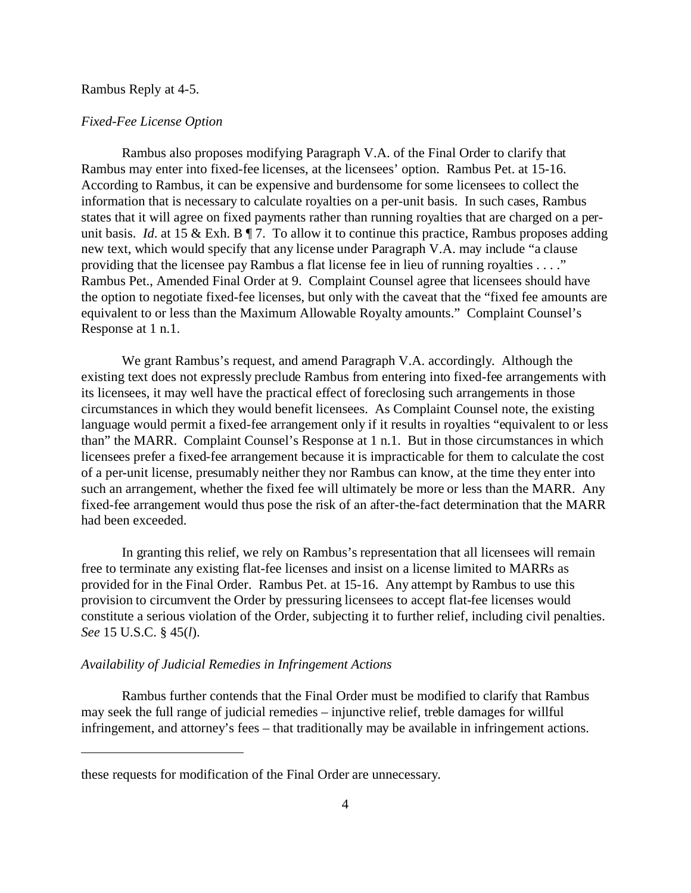Rambus Reply at 4-5.

*Fixed-Fee License Option*

Rambus also proposes modifying Paragraph V.A. of the Final Order to clarify that Rambus may enter into fixed-fee licenses, at the licensees' option. Rambus Pet. at 15-16. According to Rambus, it can be expensive and burdensome for some licensees to collect the information that is necessary to calculate royalties on a per-unit basis. In such cases, Rambus states that it will agree on fixed payments rather than running royalties that are charged on a per-unit basis. *Id*. at 15 & Exh. B ¶ 7. To allow it to continue this practice, Rambus proposes adding new text, which would specify that any license under Paragraph V.A. may include "a clause providing that the licensee pay Rambus a flat license fee in lieu of running royalties . . . ." Rambus Pet., Amended Final Order at 9. Complaint Counsel agree that licensees should have the option to negotiate fixed-fee licenses, but only with the caveat that the "fixed fee amounts are equivalent to or less than the Maximum Allowable Royalty amounts." Complaint Counsel's Response at 1 n.1.

We grant Rambus's request, and amend Paragraph V.A. accordingly. Although the existing text does not expressly preclude Rambus from entering into fixed-fee arrangements with its licensees, it may well have the practical effect of foreclosing such arrangements in those circumstances in which they would benefit licensees. As Complaint Counsel note, the existing language would permit a fixed-fee arrangement only if it results in royalties "equivalent to or less than" the MARR. Complaint Counsel's Response at 1 n.1. But in those circumstances in which licensees prefer a fixed-fee arrangement because it is impracticable for them to calculate the cost of a per-unit license, presumably neither they nor Rambus can know, at the time they enter into such an arrangement, whether the fixed fee will ultimately be more or less than the MARR. Any fixed-fee arrangement would thus pose the risk of an after-the-fact determination that the MARR had been exceeded.

In granting this relief, we rely on Rambus's representation that all licensees will remain free to terminate any existing flat-fee licenses and insist on a license limited to MARRs as provided for in the Final Order. Rambus Pet. at 15-16. Any attempt by Rambus to use this provision to circumvent the Order by pressuring licensees to accept flat-fee licenses would constitute a serious violation of the Order, subjecting it to further relief, including civil penalties. *See* 15 U.S.C. § 45(*l*).

*Availability of Judicial Remedies in Infringement Actions*

Rambus further contends that the Final Order must be modified to clarify that Rambus may seek the full range of judicial remedies – injunctive relief, treble damages for willful infringement, and attorney's fees – that traditionally may be available in infringement actions.

---

these requests for modification of the Final Order are unnecessary.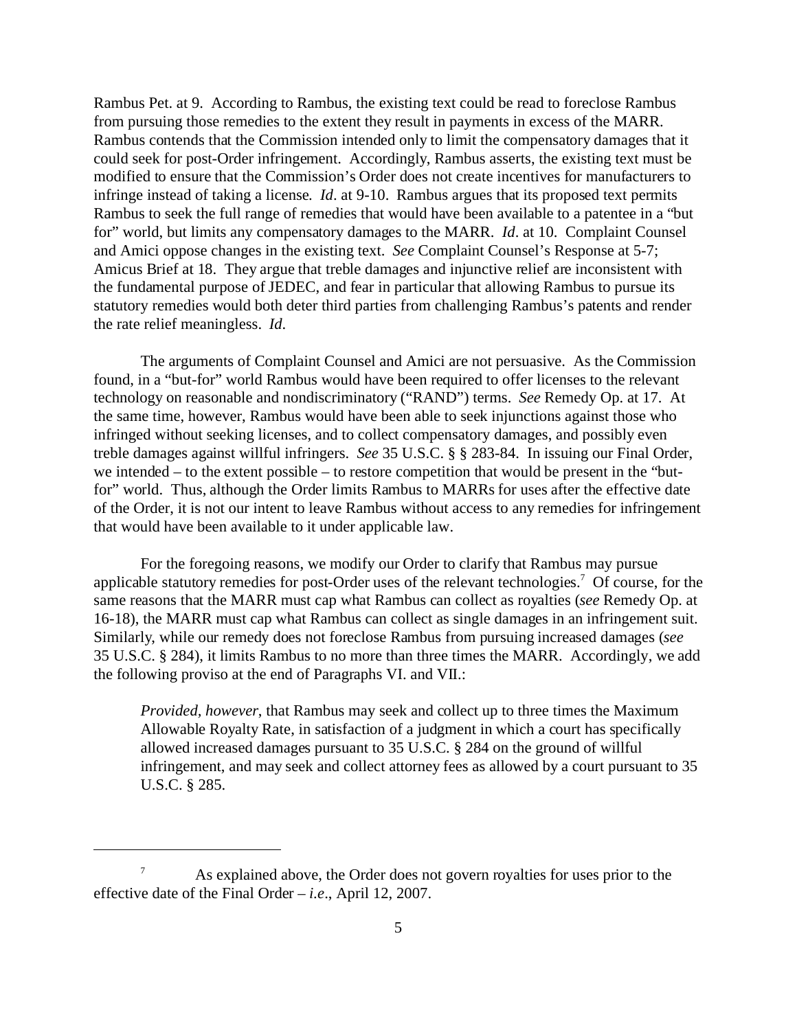Rambus Pet. at 9. According to Rambus, the existing text could be read to foreclose Rambus from pursuing those remedies to the extent they result in payments in excess of the MARR. Rambus contends that the Commission intended only to limit the compensatory damages that it could seek for post-Order infringement. Accordingly, Rambus asserts, the existing text must be modified to ensure that the Commission's Order does not create incentives for manufacturers to infringe instead of taking a license. *Id*. at 9-10. Rambus argues that its proposed text permits Rambus to seek the full range of remedies that would have been available to a patentee in a "but for" world, but limits any compensatory damages to the MARR. *Id*. at 10. Complaint Counsel and Amici oppose changes in the existing text. *See* Complaint Counsel's Response at 5-7; Amicus Brief at 18. They argue that treble damages and injunctive relief are inconsistent with the fundamental purpose of JEDEC, and fear in particular that allowing Rambus to pursue its statutory remedies would both deter third parties from challenging Rambus's patents and render the rate relief meaningless. *Id*.

The arguments of Complaint Counsel and Amici are not persuasive. As the Commission found, in a "but-for" world Rambus would have been required to offer licenses to the relevant technology on reasonable and nondiscriminatory ("RAND") terms. *See* Remedy Op. at 17. At the same time, however, Rambus would have been able to seek injunctions against those who infringed without seeking licenses, and to collect compensatory damages, and possibly even treble damages against willful infringers. *See* 35 U.S.C. § § 283-84. In issuing our Final Order, we intended – to the extent possible – to restore competition that would be present in the "but-for" world. Thus, although the Order limits Rambus to MARRs for uses after the effective date of the Order, it is not our intent to leave Rambus without access to any remedies for infringement that would have been available to it under applicable law.

For the foregoing reasons, we modify our Order to clarify that Rambus may pursue applicable statutory remedies for post-Order uses of the relevant technologies.[7] Of course, for the same reasons that the MARR must cap what Rambus can collect as royalties (*see* Remedy Op. at 16-18), the MARR must cap what Rambus can collect as single damages in an infringement suit. Similarly, while our remedy does not foreclose Rambus from pursuing increased damages (*see* 35 U.S.C. § 284), it limits Rambus to no more than three times the MARR. Accordingly, we add the following proviso at the end of Paragraphs VI. and VII.:

> *Provided, however,* that Rambus may seek and collect up to three times the Maximum Allowable Royalty Rate, in satisfaction of a judgment in which a court has specifically allowed increased damages pursuant to 35 U.S.C. § 284 on the ground of willful infringement, and may seek and collect attorney fees as allowed by a court pursuant to 35 U.S.C. § 285.

---

[7] As explained above, the Order does not govern royalties for uses prior to the effective date of the Final Order – *i.e*., April 12, 2007.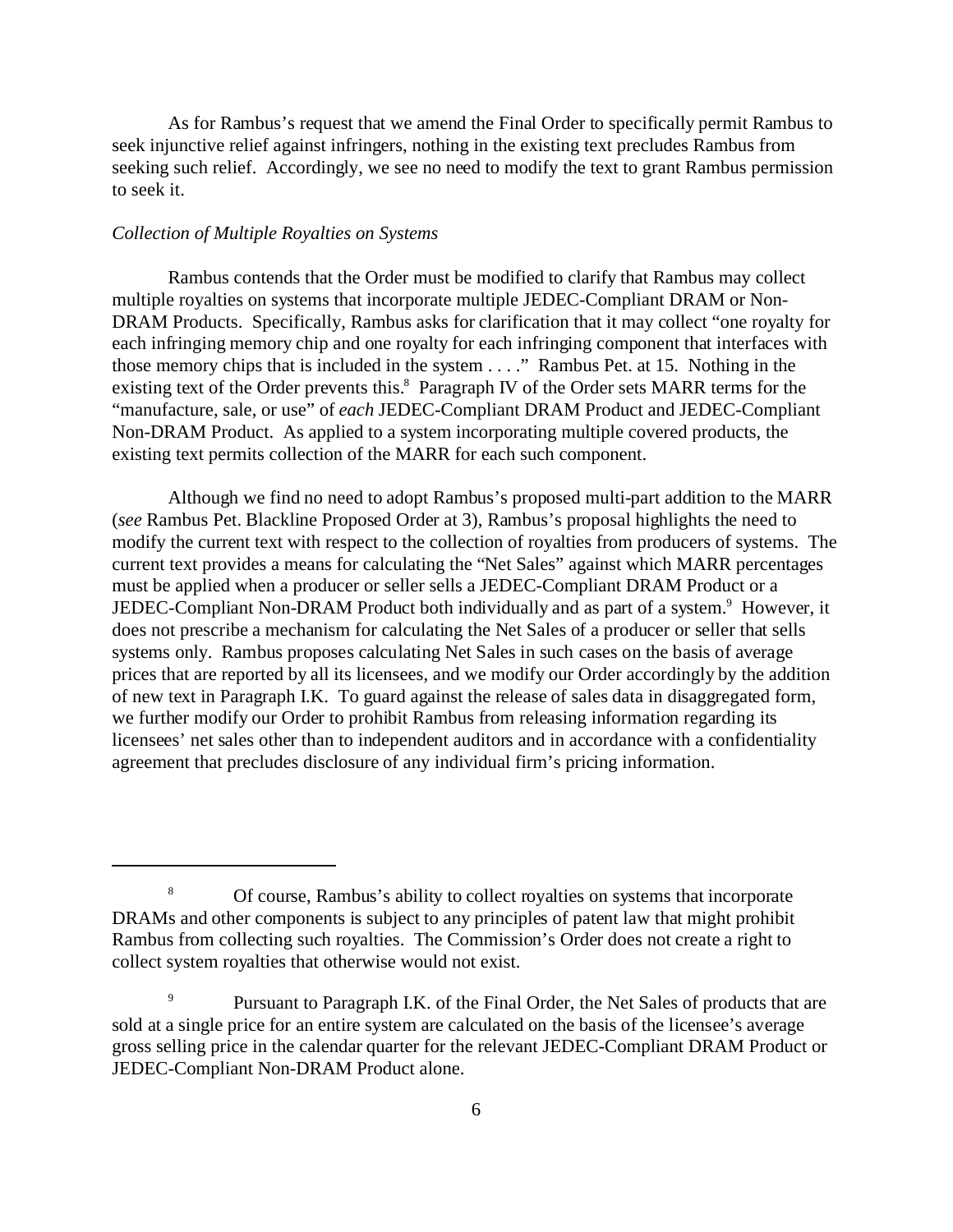As for Rambus's request that we amend the Final Order to specifically permit Rambus to seek injunctive relief against infringers, nothing in the existing text precludes Rambus from seeking such relief. Accordingly, we see no need to modify the text to grant Rambus permission to seek it.

*Collection of Multiple Royalties on Systems*

Rambus contends that the Order must be modified to clarify that Rambus may collect multiple royalties on systems that incorporate multiple JEDEC-Compliant DRAM or Non-DRAM Products. Specifically, Rambus asks for clarification that it may collect "one royalty for each infringing memory chip and one royalty for each infringing component that interfaces with those memory chips that is included in the system . . . ." Rambus Pet. at 15. Nothing in the existing text of the Order prevents this.[8] Paragraph IV of the Order sets MARR terms for the "manufacture, sale, or use" of *each* JEDEC-Compliant DRAM Product and JEDEC-Compliant Non-DRAM Product. As applied to a system incorporating multiple covered products, the existing text permits collection of the MARR for each such component.

Although we find no need to adopt Rambus's proposed multi-part addition to the MARR (*see* Rambus Pet. Blackline Proposed Order at 3), Rambus's proposal highlights the need to modify the current text with respect to the collection of royalties from producers of systems. The current text provides a means for calculating the "Net Sales" against which MARR percentages must be applied when a producer or seller sells a JEDEC-Compliant DRAM Product or a JEDEC-Compliant Non-DRAM Product both individually and as part of a system.[9] However, it does not prescribe a mechanism for calculating the Net Sales of a producer or seller that sells systems only. Rambus proposes calculating Net Sales in such cases on the basis of average prices that are reported by all its licensees, and we modify our Order accordingly by the addition of new text in Paragraph I.K. To guard against the release of sales data in disaggregated form, we further modify our Order to prohibit Rambus from releasing information regarding its licensees' net sales other than to independent auditors and in accordance with a confidentiality agreement that precludes disclosure of any individual firm's pricing information.

---

[8] Of course, Rambus's ability to collect royalties on systems that incorporate DRAMs and other components is subject to any principles of patent law that might prohibit Rambus from collecting such royalties. The Commission's Order does not create a right to collect system royalties that otherwise would not exist.

[9] Pursuant to Paragraph I.K. of the Final Order, the Net Sales of products that are sold at a single price for an entire system are calculated on the basis of the licensee's average gross selling price in the calendar quarter for the relevant JEDEC-Compliant DRAM Product or JEDEC-Compliant Non-DRAM Product alone.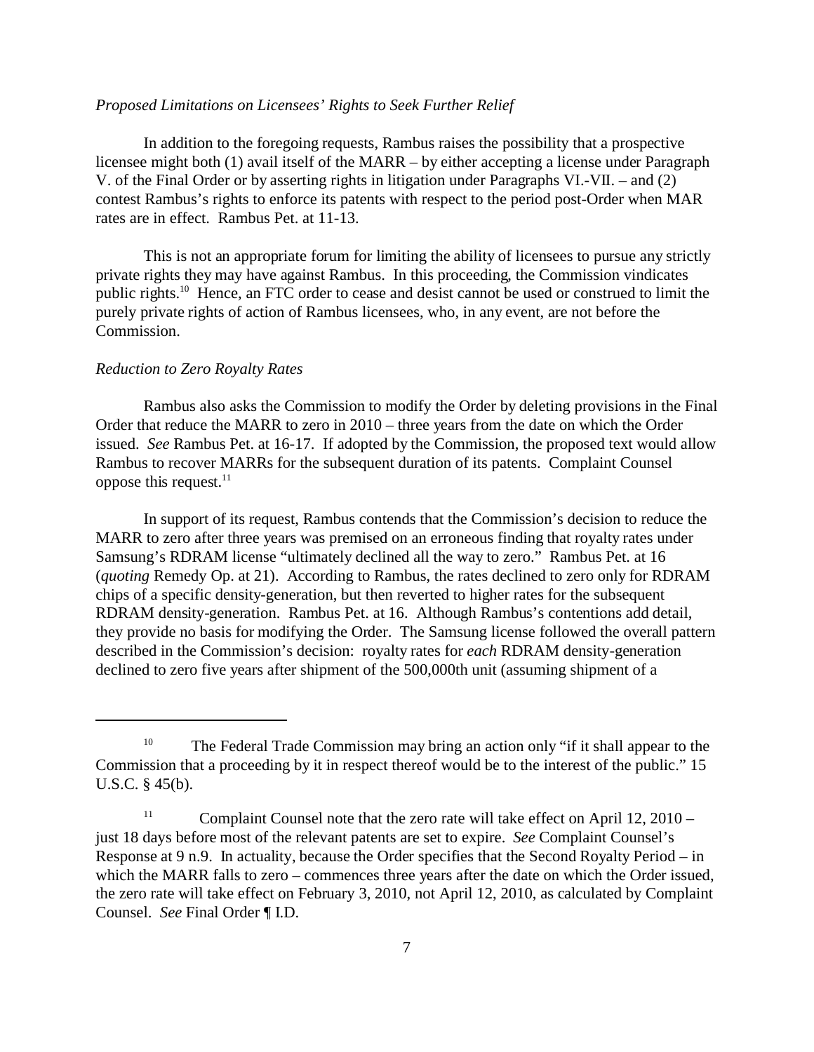*Proposed Limitations on Licensees' Rights to Seek Further Relief*

In addition to the foregoing requests, Rambus raises the possibility that a prospective licensee might both (1) avail itself of the MARR – by either accepting a license under Paragraph V. of the Final Order or by asserting rights in litigation under Paragraphs VI.-VII. – and (2) contest Rambus's rights to enforce its patents with respect to the period post-Order when MAR rates are in effect. Rambus Pet. at 11-13.

This is not an appropriate forum for limiting the ability of licensees to pursue any strictly private rights they may have against Rambus. In this proceeding, the Commission vindicates public rights.[10] Hence, an FTC order to cease and desist cannot be used or construed to limit the purely private rights of action of Rambus licensees, who, in any event, are not before the Commission.

*Reduction to Zero Royalty Rates*

Rambus also asks the Commission to modify the Order by deleting provisions in the Final Order that reduce the MARR to zero in 2010 – three years from the date on which the Order issued. *See* Rambus Pet. at 16-17. If adopted by the Commission, the proposed text would allow Rambus to recover MARRs for the subsequent duration of its patents. Complaint Counsel oppose this request.[11]

In support of its request, Rambus contends that the Commission's decision to reduce the MARR to zero after three years was premised on an erroneous finding that royalty rates under Samsung's RDRAM license "ultimately declined all the way to zero." Rambus Pet. at 16 (*quoting* Remedy Op. at 21). According to Rambus, the rates declined to zero only for RDRAM chips of a specific density-generation, but then reverted to higher rates for the subsequent RDRAM density-generation. Rambus Pet. at 16. Although Rambus's contentions add detail, they provide no basis for modifying the Order. The Samsung license followed the overall pattern described in the Commission's decision: royalty rates for *each* RDRAM density-generation declined to zero five years after shipment of the 500,000th unit (assuming shipment of a

---

[10] The Federal Trade Commission may bring an action only "if it shall appear to the Commission that a proceeding by it in respect thereof would be to the interest of the public." 15 U.S.C. § 45(b).

[11] Complaint Counsel note that the zero rate will take effect on April 12, 2010 – just 18 days before most of the relevant patents are set to expire. *See* Complaint Counsel's Response at 9 n.9. In actuality, because the Order specifies that the Second Royalty Period – in which the MARR falls to zero – commences three years after the date on which the Order issued, the zero rate will take effect on February 3, 2010, not April 12, 2010, as calculated by Complaint Counsel. *See* Final Order ¶ I.D.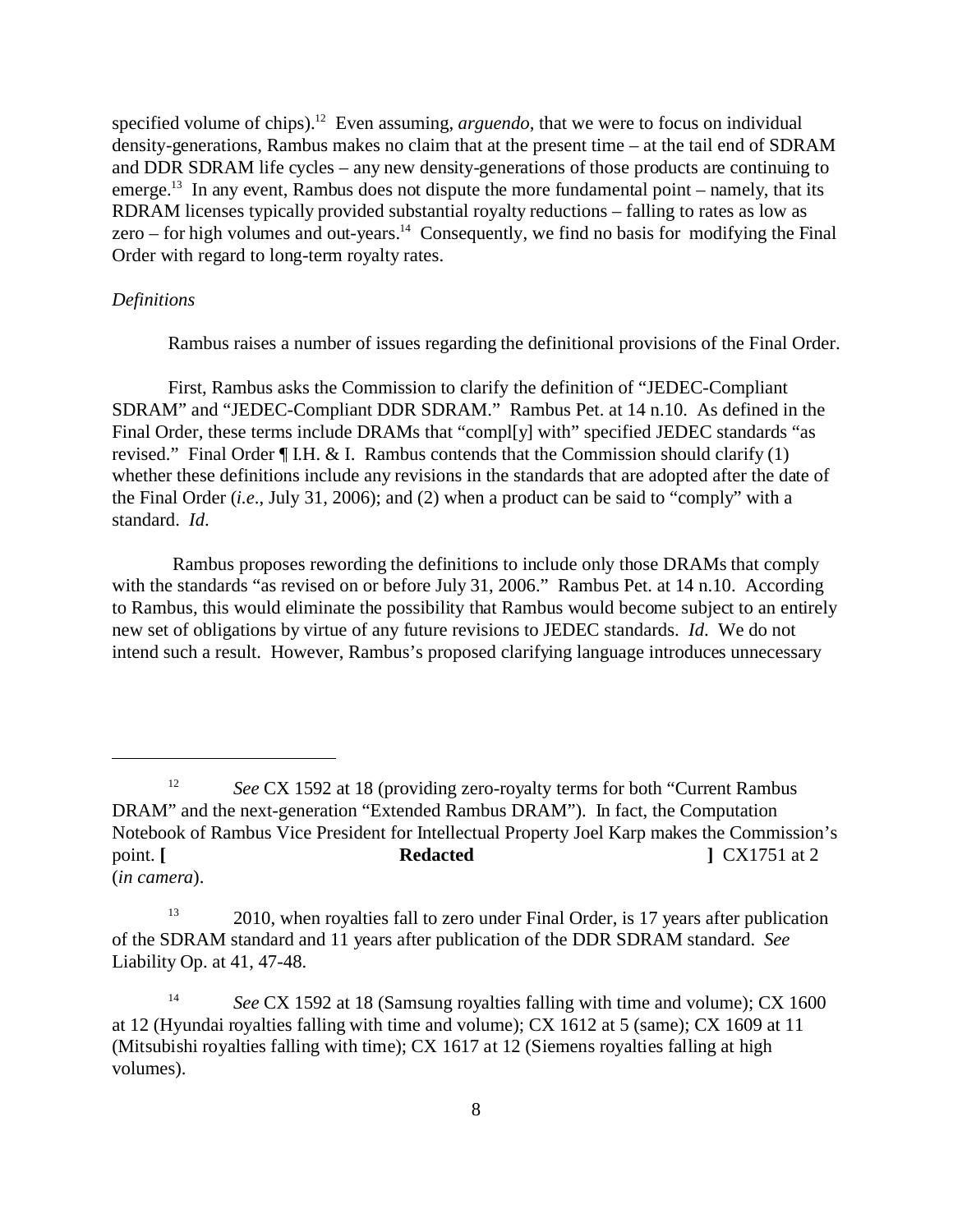specified volume of chips).[12] Even assuming, *arguendo*, that we were to focus on individual density-generations, Rambus makes no claim that at the present time – at the tail end of SDRAM and DDR SDRAM life cycles – any new density-generations of those products are continuing to emerge.[13] In any event, Rambus does not dispute the more fundamental point – namely, that its RDRAM licenses typically provided substantial royalty reductions – falling to rates as low as zero – for high volumes and out-years.[14] Consequently, we find no basis for modifying the Final Order with regard to long-term royalty rates.

*Definitions*

Rambus raises a number of issues regarding the definitional provisions of the Final Order.

First, Rambus asks the Commission to clarify the definition of "JEDEC-Compliant SDRAM" and "JEDEC-Compliant DDR SDRAM." Rambus Pet. at 14 n.10. As defined in the Final Order, these terms include DRAMs that "compl[y] with" specified JEDEC standards "as revised." Final Order ¶ I.H. & I. Rambus contends that the Commission should clarify (1) whether these definitions include any revisions in the standards that are adopted after the date of the Final Order (*i.e.*, July 31, 2006); and (2) when a product can be said to "comply" with a standard. *Id*.

Rambus proposes rewording the definitions to include only those DRAMs that comply with the standards "as revised on or before July 31, 2006." Rambus Pet. at 14 n.10. According to Rambus, this would eliminate the possibility that Rambus would become subject to an entirely new set of obligations by virtue of any future revisions to JEDEC standards. *Id*. We do not intend such a result. However, Rambus's proposed clarifying language introduces unnecessary

---

[12] *See* CX 1592 at 18 (providing zero-royalty terms for both "Current Rambus DRAM" and the next-generation "Extended Rambus DRAM"). In fact, the Computation Notebook of Rambus Vice President for Intellectual Property Joel Karp makes the Commission's point. **[ Redacted ]** CX1751 at 2 (*in camera*).

[13] 2010, when royalties fall to zero under Final Order, is 17 years after publication of the SDRAM standard and 11 years after publication of the DDR SDRAM standard. *See* Liability Op. at 41, 47-48.

[14] *See* CX 1592 at 18 (Samsung royalties falling with time and volume); CX 1600 at 12 (Hyundai royalties falling with time and volume); CX 1612 at 5 (same); CX 1609 at 11 (Mitsubishi royalties falling with time); CX 1617 at 12 (Siemens royalties falling at high volumes).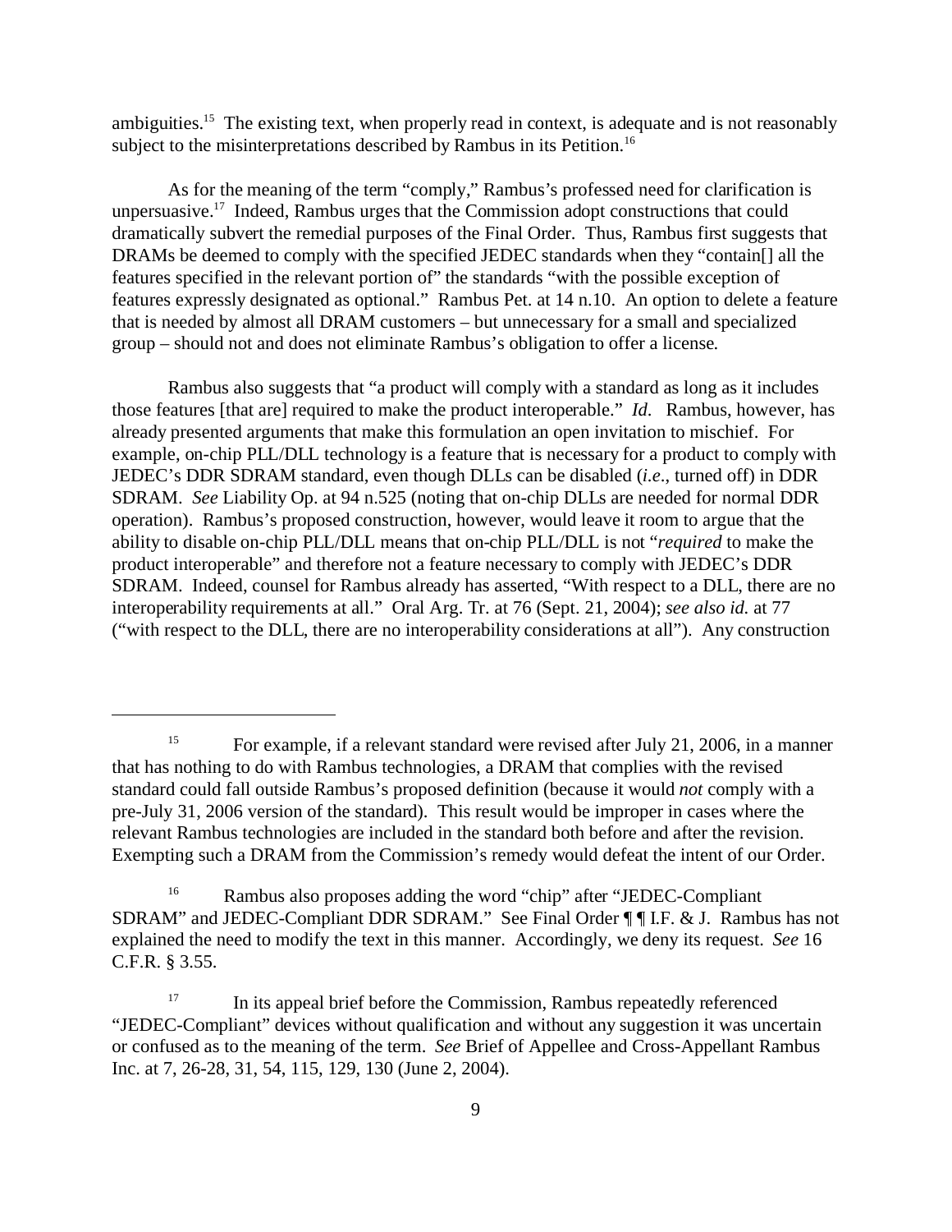ambiguities.[15] The existing text, when properly read in context, is adequate and is not reasonably subject to the misinterpretations described by Rambus in its Petition.[16]

As for the meaning of the term "comply," Rambus's professed need for clarification is unpersuasive.[17] Indeed, Rambus urges that the Commission adopt constructions that could dramatically subvert the remedial purposes of the Final Order. Thus, Rambus first suggests that DRAMs be deemed to comply with the specified JEDEC standards when they "contain[] all the features specified in the relevant portion of" the standards "with the possible exception of features expressly designated as optional." Rambus Pet. at 14 n.10. An option to delete a feature that is needed by almost all DRAM customers – but unnecessary for a small and specialized group – should not and does not eliminate Rambus's obligation to offer a license.

Rambus also suggests that "a product will comply with a standard as long as it includes those features [that are] required to make the product interoperable." *Id*. Rambus, however, has already presented arguments that make this formulation an open invitation to mischief. For example, on-chip PLL/DLL technology is a feature that is necessary for a product to comply with JEDEC's DDR SDRAM standard, even though DLLs can be disabled (*i.e*., turned off) in DDR SDRAM. *See* Liability Op. at 94 n.525 (noting that on-chip DLLs are needed for normal DDR operation). Rambus's proposed construction, however, would leave it room to argue that the ability to disable on-chip PLL/DLL means that on-chip PLL/DLL is not "*required* to make the product interoperable" and therefore not a feature necessary to comply with JEDEC's DDR SDRAM. Indeed, counsel for Rambus already has asserted, "With respect to a DLL, there are no interoperability requirements at all." Oral Arg. Tr. at 76 (Sept. 21, 2004); *see also id.* at 77 ("with respect to the DLL, there are no interoperability considerations at all"). Any construction

---

[15] For example, if a relevant standard were revised after July 21, 2006, in a manner that has nothing to do with Rambus technologies, a DRAM that complies with the revised standard could fall outside Rambus's proposed definition (because it would *not* comply with a pre-July 31, 2006 version of the standard). This result would be improper in cases where the relevant Rambus technologies are included in the standard both before and after the revision. Exempting such a DRAM from the Commission's remedy would defeat the intent of our Order.

[16] Rambus also proposes adding the word "chip" after "JEDEC-Compliant SDRAM" and JEDEC-Compliant DDR SDRAM." See Final Order ¶ ¶ I.F. & J. Rambus has not explained the need to modify the text in this manner. Accordingly, we deny its request. *See* 16 C.F.R. § 3.55.

[17] In its appeal brief before the Commission, Rambus repeatedly referenced "JEDEC-Compliant" devices without qualification and without any suggestion it was uncertain or confused as to the meaning of the term. *See* Brief of Appellee and Cross-Appellant Rambus Inc. at 7, 26-28, 31, 54, 115, 129, 130 (June 2, 2004).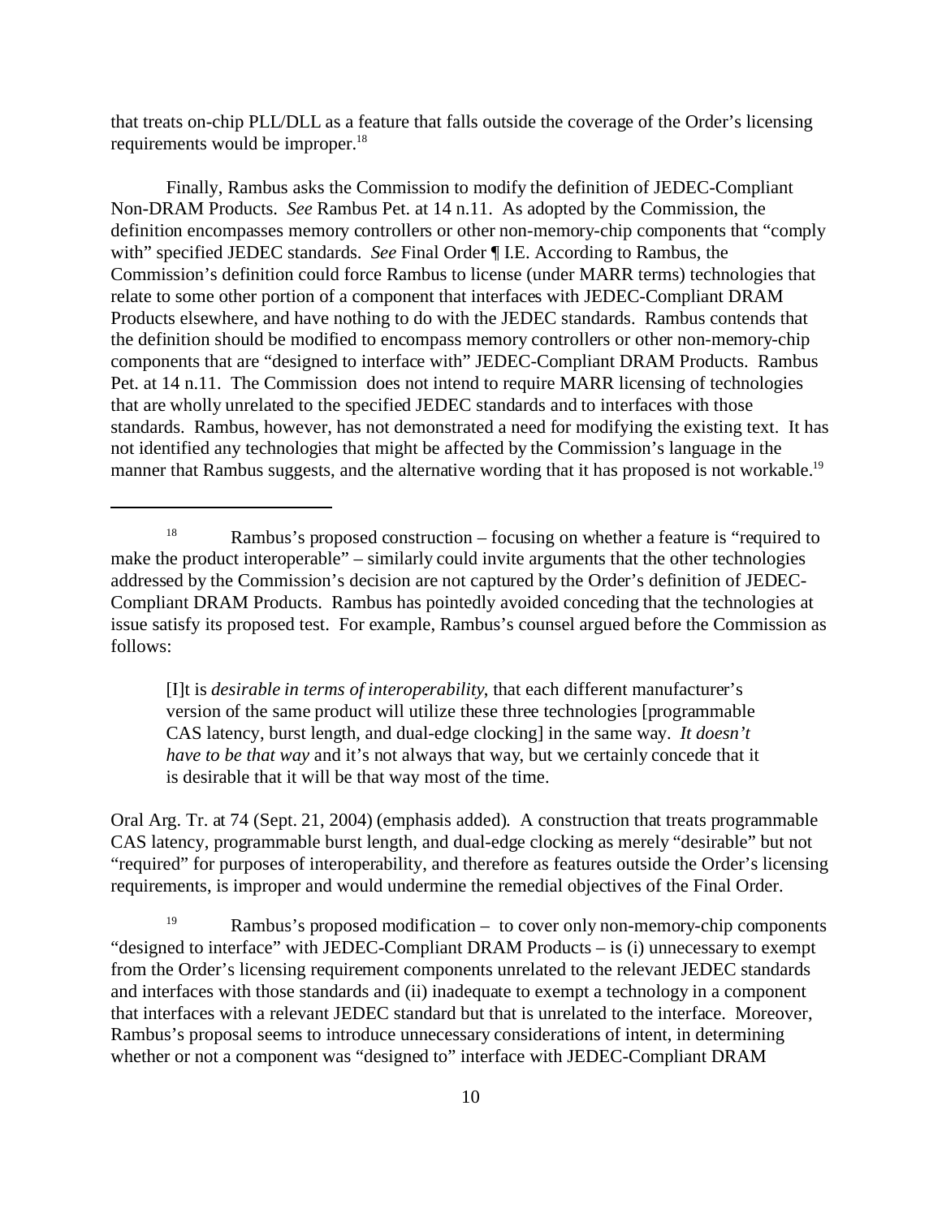that treats on-chip PLL/DLL as a feature that falls outside the coverage of the Order's licensing requirements would be improper.[18]

Finally, Rambus asks the Commission to modify the definition of JEDEC-Compliant Non-DRAM Products. *See* Rambus Pet. at 14 n.11. As adopted by the Commission, the definition encompasses memory controllers or other non-memory-chip components that "comply with" specified JEDEC standards. *See* Final Order ¶ I.E. According to Rambus, the Commission's definition could force Rambus to license (under MARR terms) technologies that relate to some other portion of a component that interfaces with JEDEC-Compliant DRAM Products elsewhere, and have nothing to do with the JEDEC standards. Rambus contends that the definition should be modified to encompass memory controllers or other non-memory-chip components that are "designed to interface with" JEDEC-Compliant DRAM Products. Rambus Pet. at 14 n.11. The Commission does not intend to require MARR licensing of technologies that are wholly unrelated to the specified JEDEC standards and to interfaces with those standards. Rambus, however, has not demonstrated a need for modifying the existing text. It has not identified any technologies that might be affected by the Commission's language in the manner that Rambus suggests, and the alternative wording that it has proposed is not workable.[19]

---

[18] Rambus's proposed construction – focusing on whether a feature is "required to make the product interoperable" – similarly could invite arguments that the other technologies addressed by the Commission's decision are not captured by the Order's definition of JEDEC-Compliant DRAM Products. Rambus has pointedly avoided conceding that the technologies at issue satisfy its proposed test. For example, Rambus's counsel argued before the Commission as follows:

> [I]t is *desirable in terms of interoperability*, that each different manufacturer's version of the same product will utilize these three technologies [programmable CAS latency, burst length, and dual-edge clocking] in the same way. *It doesn't have to be that way* and it's not always that way, but we certainly concede that it is desirable that it will be that way most of the time.

Oral Arg. Tr. at 74 (Sept. 21, 2004) (emphasis added). A construction that treats programmable CAS latency, programmable burst length, and dual-edge clocking as merely "desirable" but not "required" for purposes of interoperability, and therefore as features outside the Order's licensing requirements, is improper and would undermine the remedial objectives of the Final Order.

[19] Rambus's proposed modification – to cover only non-memory-chip components "designed to interface" with JEDEC-Compliant DRAM Products – is (i) unnecessary to exempt from the Order's licensing requirement components unrelated to the relevant JEDEC standards and interfaces with those standards and (ii) inadequate to exempt a technology in a component that interfaces with a relevant JEDEC standard but that is unrelated to the interface. Moreover, Rambus's proposal seems to introduce unnecessary considerations of intent, in determining whether or not a component was "designed to" interface with JEDEC-Compliant DRAM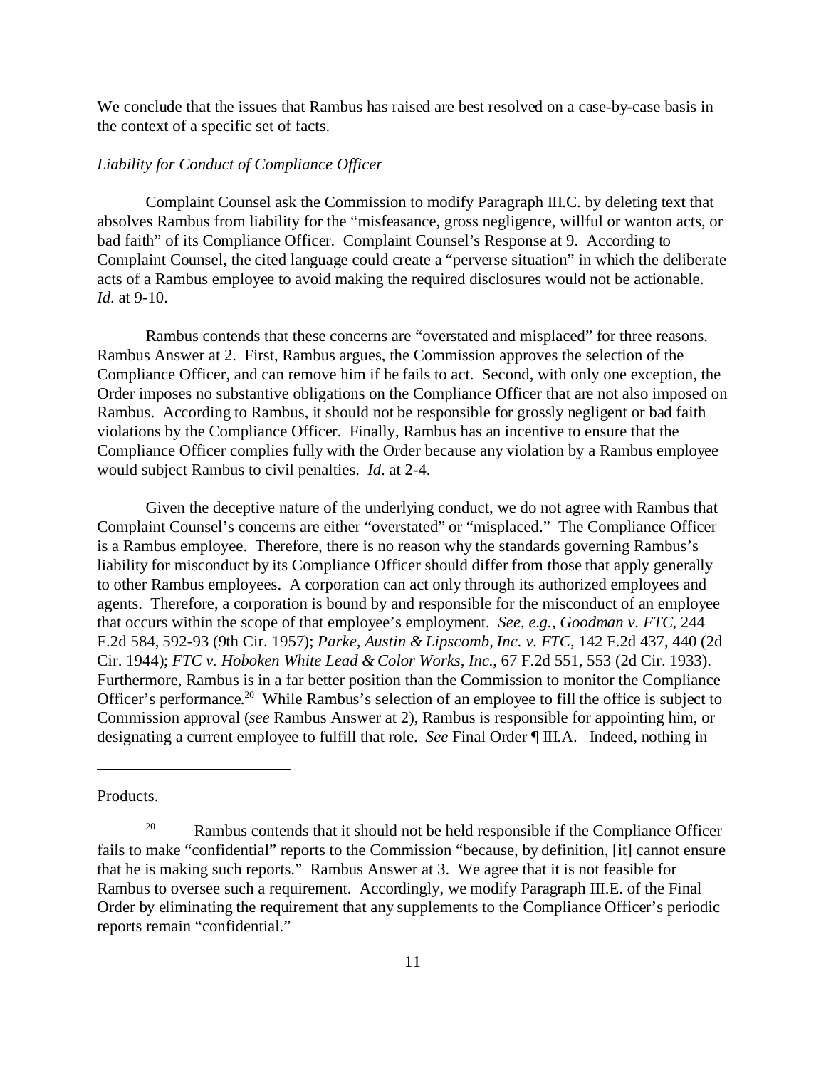We conclude that the issues that Rambus has raised are best resolved on a case-by-case basis in the context of a specific set of facts.

*Liability for Conduct of Compliance Officer*

Complaint Counsel ask the Commission to modify Paragraph III.C. by deleting text that absolves Rambus from liability for the "misfeasance, gross negligence, willful or wanton acts, or bad faith" of its Compliance Officer. Complaint Counsel's Response at 9. According to Complaint Counsel, the cited language could create a "perverse situation" in which the deliberate acts of a Rambus employee to avoid making the required disclosures would not be actionable. *Id.* at 9-10.

Rambus contends that these concerns are "overstated and misplaced" for three reasons. Rambus Answer at 2. First, Rambus argues, the Commission approves the selection of the Compliance Officer, and can remove him if he fails to act. Second, with only one exception, the Order imposes no substantive obligations on the Compliance Officer that are not also imposed on Rambus. According to Rambus, it should not be responsible for grossly negligent or bad faith violations by the Compliance Officer. Finally, Rambus has an incentive to ensure that the Compliance Officer complies fully with the Order because any violation by a Rambus employee would subject Rambus to civil penalties. *Id.* at 2-4.

Given the deceptive nature of the underlying conduct, we do not agree with Rambus that Complaint Counsel's concerns are either "overstated" or "misplaced." The Compliance Officer is a Rambus employee. Therefore, there is no reason why the standards governing Rambus's liability for misconduct by its Compliance Officer should differ from those that apply generally to other Rambus employees. A corporation can act only through its authorized employees and agents. Therefore, a corporation is bound by and responsible for the misconduct of an employee that occurs within the scope of that employee's employment. *See, e.g., Goodman v. FTC*, 244 F.2d 584, 592-93 (9th Cir. 1957); *Parke, Austin & Lipscomb, Inc. v. FTC*, 142 F.2d 437, 440 (2d Cir. 1944); *FTC v. Hoboken White Lead & Color Works, Inc.*, 67 F.2d 551, 553 (2d Cir. 1933). Furthermore, Rambus is in a far better position than the Commission to monitor the Compliance Officer's performance.[20] While Rambus's selection of an employee to fill the office is subject to Commission approval (*see* Rambus Answer at 2), Rambus is responsible for appointing him, or designating a current employee to fulfill that role. *See* Final Order ¶ III.A. Indeed, nothing in

---

Products.

[20] Rambus contends that it should not be held responsible if the Compliance Officer fails to make "confidential" reports to the Commission "because, by definition, [it] cannot ensure that he is making such reports." Rambus Answer at 3. We agree that it is not feasible for Rambus to oversee such a requirement. Accordingly, we modify Paragraph III.E. of the Final Order by eliminating the requirement that any supplements to the Compliance Officer's periodic reports remain "confidential."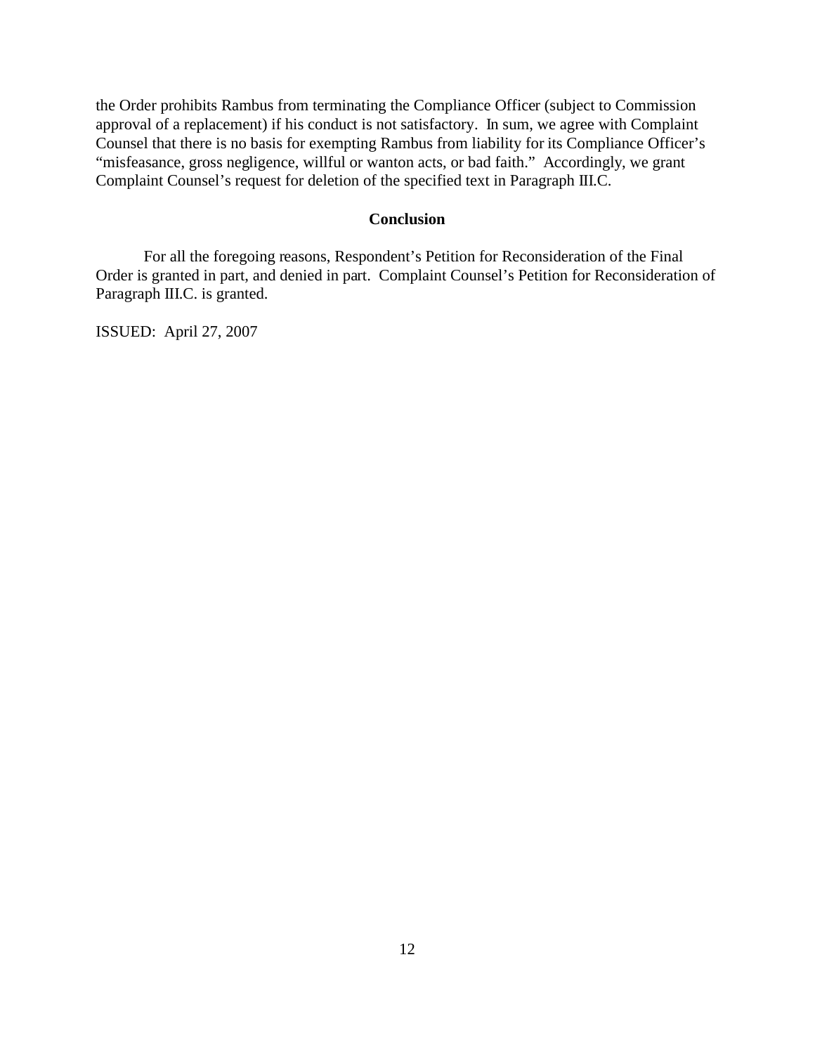the Order prohibits Rambus from terminating the Compliance Officer (subject to Commission approval of a replacement) if his conduct is not satisfactory. In sum, we agree with Complaint Counsel that there is no basis for exempting Rambus from liability for its Compliance Officer's "misfeasance, gross negligence, willful or wanton acts, or bad faith." Accordingly, we grant Complaint Counsel's request for deletion of the specified text in Paragraph III.C.

## Conclusion

For all the foregoing reasons, Respondent's Petition for Reconsideration of the Final Order is granted in part, and denied in part. Complaint Counsel's Petition for Reconsideration of Paragraph III.C. is granted.

ISSUED: April 27, 2007